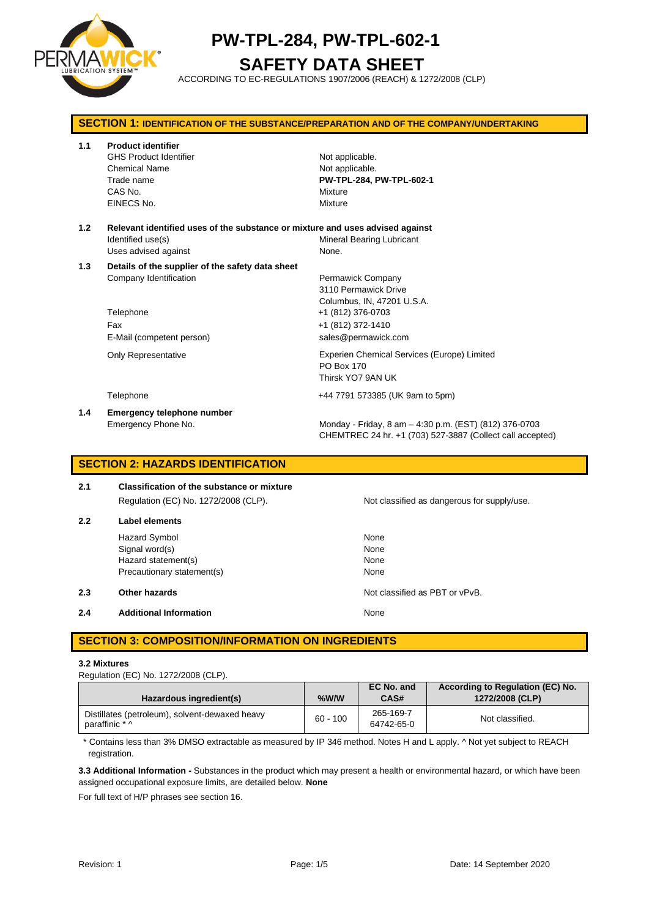# PW-TPL-284, PW-TPL-602-1

# SAFETY DATA SHEET

ACCORDING TO EC-REGULATIONS 1907/2006 (REACH) & 1272/2008 (CLP)

## SECTION 1: IDENTIFICATION OF THE SUBSTANCE/PREPARATION AND OF THE COMPANY/UNDERTAKING

**1.1 Product identifier**

| | |
|---|---|
| GHS Product Identifier | Not applicable. |
| Chemical Name | Not applicable. |
| Trade name | **PW-TPL-284, PW-TPL-602-1** |
| CAS No. | Mixture |
| EINECS No. | Mixture |

**1.2 Relevant identified uses of the substance or mixture and uses advised against**

| | |
|---|---|
| Identified use(s) | Mineral Bearing Lubricant |
| Uses advised against | None. |

**1.3 Details of the supplier of the safety data sheet**

| | |
|---|---|
| Company Identification | Permawick Company<br>3110 Permawick Drive<br>Columbus, IN, 47201 U.S.A. |
| Telephone | +1 (812) 376-0703 |
| Fax | +1 (812) 372-1410 |
| E-Mail (competent person) | sales@permawick.com |
| Only Representative | Experien Chemical Services (Europe) Limited<br>PO Box 170<br>Thirsk YO7 9AN UK |
| Telephone | +44 7791 573385 (UK 9am to 5pm) |

**1.4 Emergency telephone number**

| | |
|---|---|
| Emergency Phone No. | Monday - Friday, 8 am – 4:30 p.m. (EST) (812) 376-0703<br>CHEMTREC 24 hr. +1 (703) 527-3887 (Collect call accepted) |

## SECTION 2: HAZARDS IDENTIFICATION

**2.1 Classification of the substance or mixture**

| | |
|---|---|
| Regulation (EC) No. 1272/2008 (CLP). | Not classified as dangerous for supply/use. |

**2.2 Label elements**

| | |
|---|---|
| Hazard Symbol | None |
| Signal word(s) | None |
| Hazard statement(s) | None |
| Precautionary statement(s) | None |

**2.3 Other hazards** — Not classified as PBT or vPvB.

**2.4 Additional Information** — None

## SECTION 3: COMPOSITION/INFORMATION ON INGREDIENTS

**3.2 Mixtures**

Regulation (EC) No. 1272/2008 (CLP).

| Hazardous ingredient(s) | %W/W | EC No. and CAS# | According to Regulation (EC) No. 1272/2008 (CLP) |
|---|---|---|---|
| Distillates (petroleum), solvent-dewaxed heavy paraffinic * ^ | 60 - 100 | 265-169-7<br>64742-65-0 | Not classified. |

\* Contains less than 3% DMSO extractable as measured by IP 346 method. Notes H and L apply. ^ Not yet subject to REACH registration.

**3.3 Additional Information -** Substances in the product which may present a health or environmental hazard, or which have been assigned occupational exposure limits, are detailed below. **None**

For full text of H/P phrases see section 16.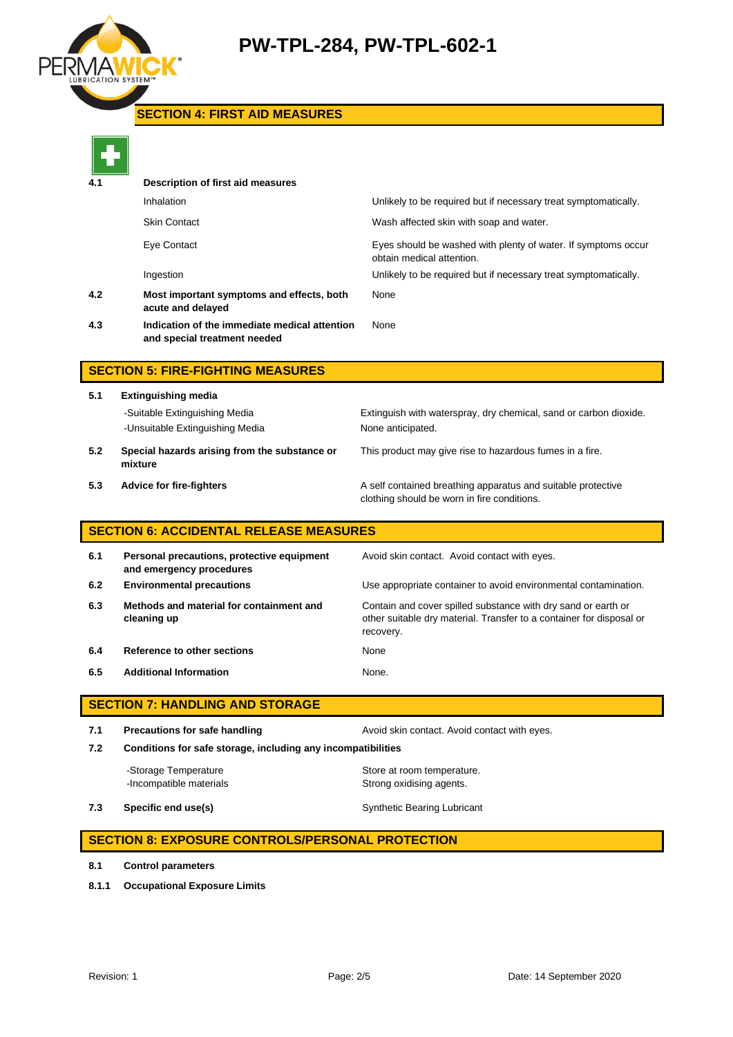## SECTION 4: FIRST AID MEASURES

| | | |
|---|---|---|
| **4.1** | **Description of first aid measures** | |
| | Inhalation | Unlikely to be required but if necessary treat symptomatically. |
| | Skin Contact | Wash affected skin with soap and water. |
| | Eye Contact | Eyes should be washed with plenty of water. If symptoms occur obtain medical attention. |
| | Ingestion | Unlikely to be required but if necessary treat symptomatically. |
| **4.2** | **Most important symptoms and effects, both acute and delayed** | None |
| **4.3** | **Indication of the immediate medical attention and special treatment needed** | None |

## SECTION 5: FIRE-FIGHTING MEASURES

| | | |
|---|---|---|
| **5.1** | **Extinguishing media** | |
| | -Suitable Extinguishing Media | Extinguish with waterspray, dry chemical, sand or carbon dioxide. |
| | -Unsuitable Extinguishing Media | None anticipated. |
| **5.2** | **Special hazards arising from the substance or mixture** | This product may give rise to hazardous fumes in a fire. |
| **5.3** | **Advice for fire-fighters** | A self contained breathing apparatus and suitable protective clothing should be worn in fire conditions. |

## SECTION 6: ACCIDENTAL RELEASE MEASURES

| | | |
|---|---|---|
| **6.1** | **Personal precautions, protective equipment and emergency procedures** | Avoid skin contact. Avoid contact with eyes. |
| **6.2** | **Environmental precautions** | Use appropriate container to avoid environmental contamination. |
| **6.3** | **Methods and material for containment and cleaning up** | Contain and cover spilled substance with dry sand or earth or other suitable dry material. Transfer to a container for disposal or recovery. |
| **6.4** | **Reference to other sections** | None |
| **6.5** | **Additional Information** | None. |

## SECTION 7: HANDLING AND STORAGE

| | | |
|---|---|---|
| **7.1** | **Precautions for safe handling** | Avoid skin contact. Avoid contact with eyes. |
| **7.2** | **Conditions for safe storage, including any incompatibilities** | |
| | -Storage Temperature | Store at room temperature. |
| | -Incompatible materials | Strong oxidising agents. |
| **7.3** | **Specific end use(s)** | Synthetic Bearing Lubricant |

## SECTION 8: EXPOSURE CONTROLS/PERSONAL PROTECTION

**8.1** **Control parameters**

**8.1.1** **Occupational Exposure Limits**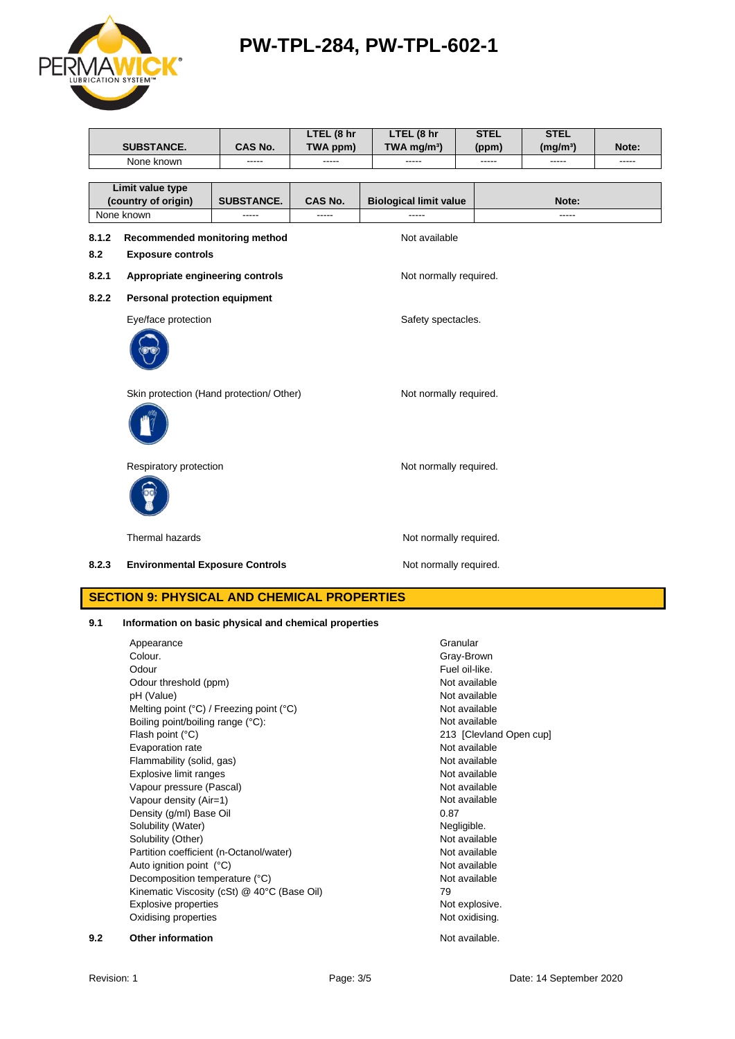| SUBSTANCE. | CAS No. | LTEL (8 hr TWA ppm) | LTEL (8 hr TWA mg/m³) | STEL (ppm) | STEL (mg/m³) | Note: |
|---|---|---|---|---|---|---|
| None known | ----- | ----- | ----- | ----- | ----- | ----- |

| Limit value type (country of origin) | SUBSTANCE. | CAS No. | Biological limit value | Note: |
|---|---|---|---|---|
| None known | ----- | ----- | ----- | ----- |

**8.1.2 Recommended monitoring method** — Not available

**8.2 Exposure controls**

**8.2.1 Appropriate engineering controls** — Not normally required.

**8.2.2 Personal protection equipment**

Eye/face protection — Safety spectacles.

Skin protection (Hand protection/ Other) — Not normally required.

Respiratory protection — Not normally required.

Thermal hazards — Not normally required.

**8.2.3 Environmental Exposure Controls** — Not normally required.

## SECTION 9: PHYSICAL AND CHEMICAL PROPERTIES

**9.1 Information on basic physical and chemical properties**

| | |
|---|---|
| Appearance | Granular |
| Colour. | Gray-Brown |
| Odour | Fuel oil-like. |
| Odour threshold (ppm) | Not available |
| pH (Value) | Not available |
| Melting point (°C) / Freezing point (°C) | Not available |
| Boiling point/boiling range (°C): | Not available |
| Flash point (°C) | 213 [Clevland Open cup] |
| Evaporation rate | Not available |
| Flammability (solid, gas) | Not available |
| Explosive limit ranges | Not available |
| Vapour pressure (Pascal) | Not available |
| Vapour density (Air=1) | Not available |
| Density (g/ml) Base Oil | 0.87 |
| Solubility (Water) | Negligible. |
| Solubility (Other) | Not available |
| Partition coefficient (n-Octanol/water) | Not available |
| Auto ignition point (°C) | Not available |
| Decomposition temperature (°C) | Not available |
| Kinematic Viscosity (cSt) @ 40°C (Base Oil) | 79 |
| Explosive properties | Not explosive. |
| Oxidising properties | Not oxidising. |

**9.2 Other information** — Not available.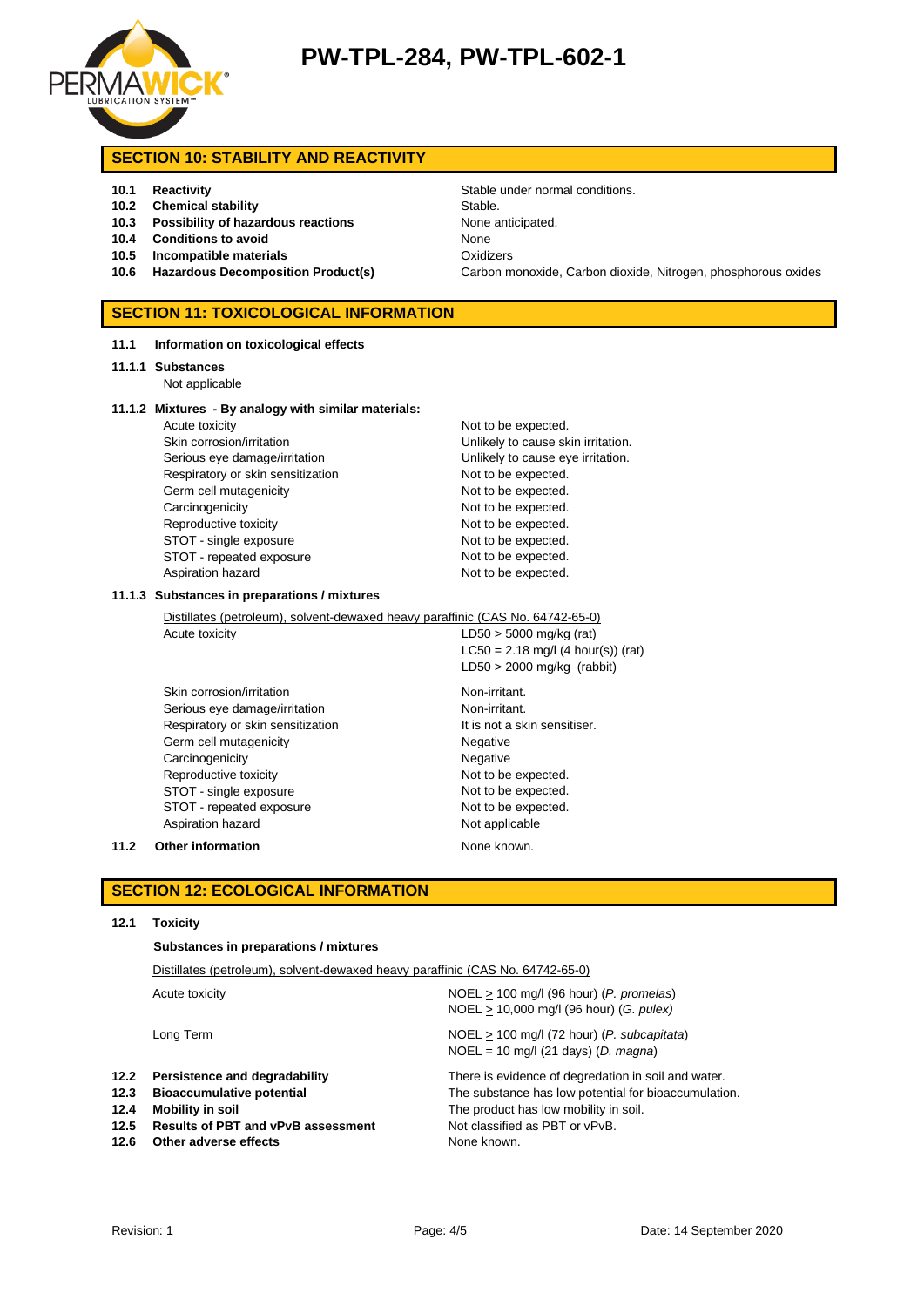## SECTION 10: STABILITY AND REACTIVITY

| | | |
|---|---|---|
| **10.1** | **Reactivity** | Stable under normal conditions. |
| **10.2** | **Chemical stability** | Stable. |
| **10.3** | **Possibility of hazardous reactions** | None anticipated. |
| **10.4** | **Conditions to avoid** | None |
| **10.5** | **Incompatible materials** | Oxidizers |
| **10.6** | **Hazardous Decomposition Product(s)** | Carbon monoxide, Carbon dioxide, Nitrogen, phosphorous oxides |

## SECTION 11: TOXICOLOGICAL INFORMATION

**11.1 Information on toxicological effects**

**11.1.1 Substances**

Not applicable

**11.1.2 Mixtures - By analogy with similar materials:**

| | |
|---|---|
| Acute toxicity | Not to be expected. |
| Skin corrosion/irritation | Unlikely to cause skin irritation. |
| Serious eye damage/irritation | Unlikely to cause eye irritation. |
| Respiratory or skin sensitization | Not to be expected. |
| Germ cell mutagenicity | Not to be expected. |
| Carcinogenicity | Not to be expected. |
| Reproductive toxicity | Not to be expected. |
| STOT - single exposure | Not to be expected. |
| STOT - repeated exposure | Not to be expected. |
| Aspiration hazard | Not to be expected. |

**11.1.3 Substances in preparations / mixtures**

Distillates (petroleum), solvent-dewaxed heavy paraffinic (CAS No. 64742-65-0)

| | |
|---|---|
| Acute toxicity | LD50 > 5000 mg/kg (rat)<br>LC50 = 2.18 mg/l (4 hour(s)) (rat)<br>LD50 > 2000 mg/kg (rabbit) |
| Skin corrosion/irritation | Non-irritant. |
| Serious eye damage/irritation | Non-irritant. |
| Respiratory or skin sensitization | It is not a skin sensitiser. |
| Germ cell mutagenicity | Negative |
| Carcinogenicity | Negative |
| Reproductive toxicity | Not to be expected. |
| STOT - single exposure | Not to be expected. |
| STOT - repeated exposure | Not to be expected. |
| Aspiration hazard | Not applicable |

**11.2 Other information** — None known.

## SECTION 12: ECOLOGICAL INFORMATION

**12.1 Toxicity**

**Substances in preparations / mixtures**

Distillates (petroleum), solvent-dewaxed heavy paraffinic (CAS No. 64742-65-0)

| | |
|---|---|
| Acute toxicity | NOEL ≥ 100 mg/l (96 hour) (*P. promelas*)<br>NOEL ≥ 10,000 mg/l (96 hour) (*G. pulex)* |
| Long Term | NOEL ≥ 100 mg/l (72 hour) (*P. subcapitata*)<br>NOEL = 10 mg/l (21 days) (*D. magna*) |

| | | |
|---|---|---|
| **12.2** | **Persistence and degradability** | There is evidence of degredation in soil and water. |
| **12.3** | **Bioaccumulative potential** | The substance has low potential for bioaccumulation. |
| **12.4** | **Mobility in soil** | The product has low mobility in soil. |
| **12.5** | **Results of PBT and vPvB assessment** | Not classified as PBT or vPvB. |
| **12.6** | **Other adverse effects** | None known. |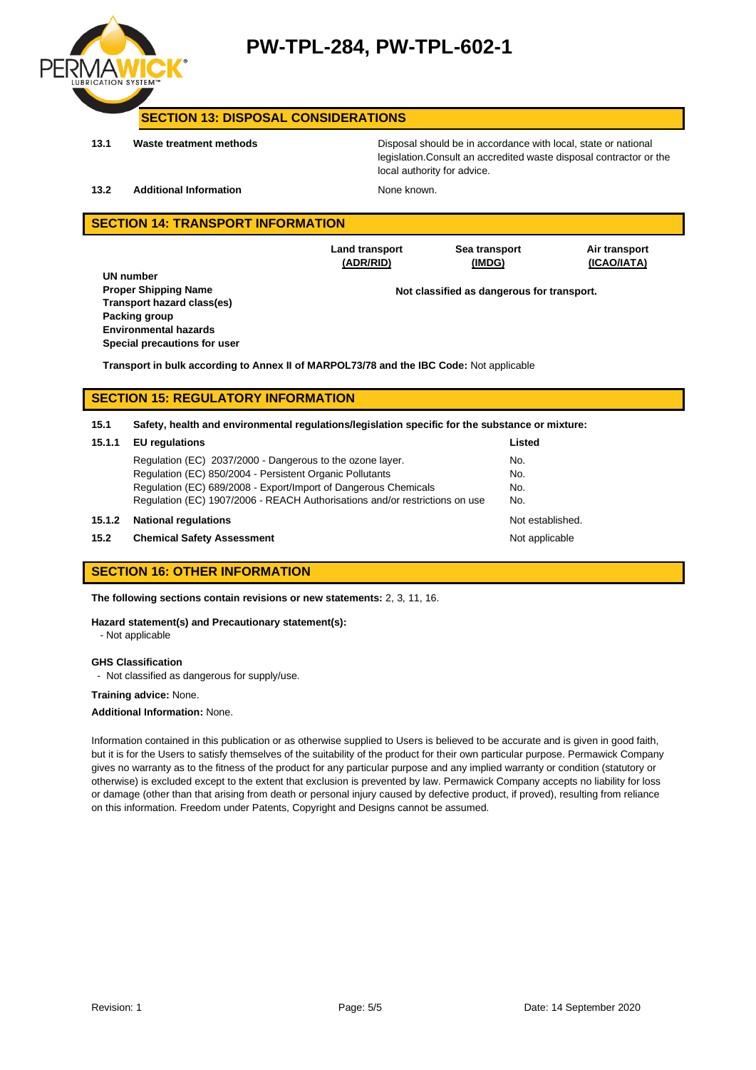# PW-TPL-284, PW-TPL-602-1

## SECTION 13: DISPOSAL CONSIDERATIONS

| | | |
|---|---|---|
| 13.1 | **Waste treatment methods** | Disposal should be in accordance with local, state or national legislation.Consult an accredited waste disposal contractor or the local authority for advice. |
| 13.2 | **Additional Information** | None known. |

## SECTION 14: TRANSPORT INFORMATION

| | Land transport (ADR/RID) | Sea transport (IMDG) | Air transport (ICAO/IATA) |
|---|---|---|---|
| **UN number** | | | |
| **Proper Shipping Name** | | **Not classified as dangerous for transport.** | |
| **Transport hazard class(es)** | | | |
| **Packing group** | | | |
| **Environmental hazards** | | | |
| **Special precautions for user** | | | |

**Transport in bulk according to Annex II of MARPOL73/78 and the IBC Code:** Not applicable

## SECTION 15: REGULATORY INFORMATION

**15.1 Safety, health and environmental regulations/legislation specific for the substance or mixture:**

| | | |
|---|---|---|
| **15.1.1** | **EU regulations** | **Listed** |
| | Regulation (EC) 2037/2000 - Dangerous to the ozone layer. | No. |
| | Regulation (EC) 850/2004 - Persistent Organic Pollutants | No. |
| | Regulation (EC) 689/2008 - Export/Import of Dangerous Chemicals | No. |
| | Regulation (EC) 1907/2006 - REACH Authorisations and/or restrictions on use | No. |
| **15.1.2** | **National regulations** | Not established. |
| **15.2** | **Chemical Safety Assessment** | Not applicable |

## SECTION 16: OTHER INFORMATION

**The following sections contain revisions or new statements:** 2, 3, 11, 16.

**Hazard statement(s) and Precautionary statement(s):**
- Not applicable

**GHS Classification**
- Not classified as dangerous for supply/use.

**Training advice:** None.

**Additional Information:** None.

Information contained in this publication or as otherwise supplied to Users is believed to be accurate and is given in good faith, but it is for the Users to satisfy themselves of the suitability of the product for their own particular purpose. Permawick Company gives no warranty as to the fitness of the product for any particular purpose and any implied warranty or condition (statutory or otherwise) is excluded except to the extent that exclusion is prevented by law. Permawick Company accepts no liability for loss or damage (other than that arising from death or personal injury caused by defective product, if proved), resulting from reliance on this information. Freedom under Patents, Copyright and Designs cannot be assumed.

Revision: 1 Date: 14 September 2020